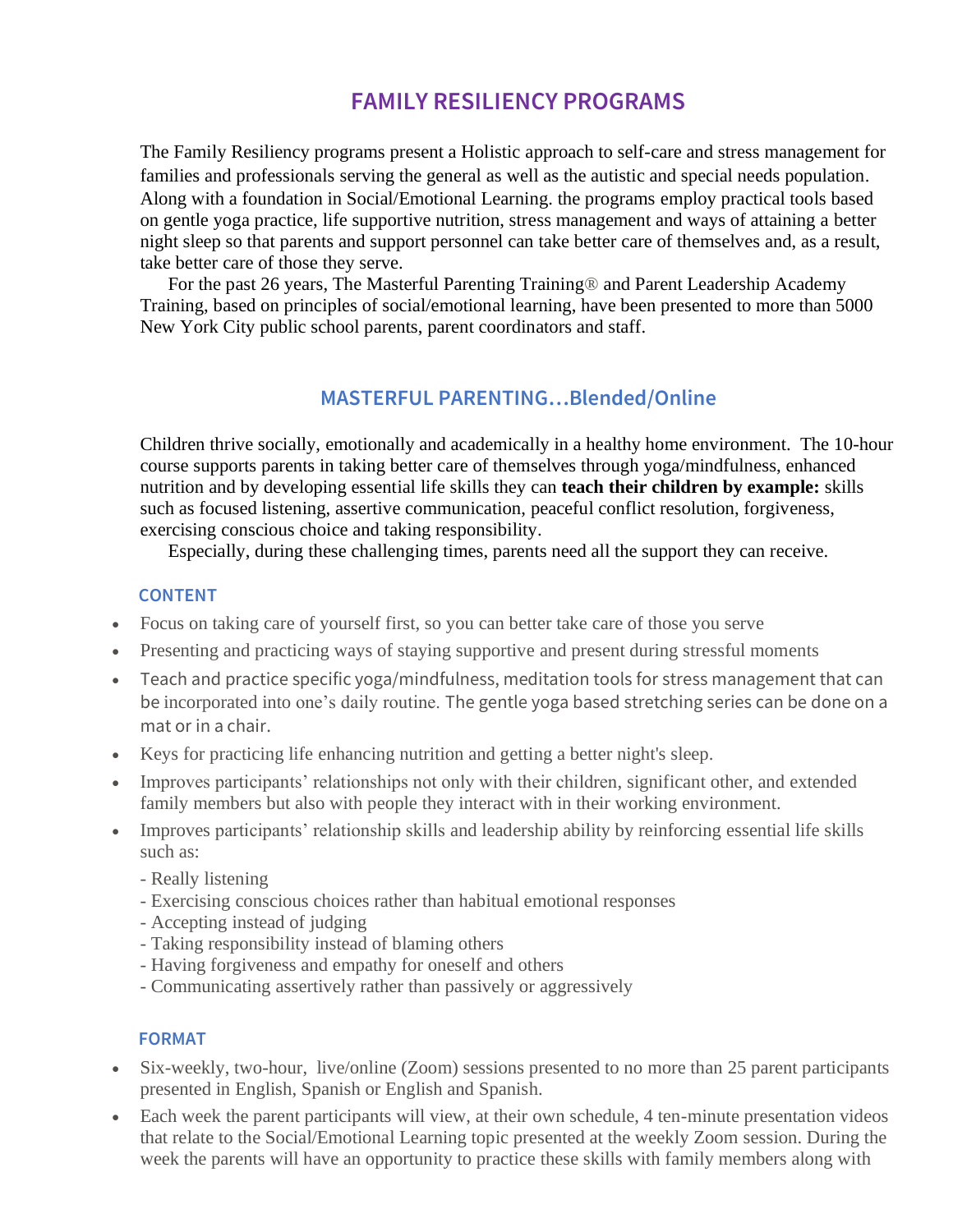# FAMILY RESILIENCY PROGRAMS

The Family Resiliency programs present a Holistic approach to self-care and stress management for families and professionals serving the general as well as the autistic and special needs population. Along with a foundation in Social/Emotional Learning. the programs employ practical tools based on gentle yoga practice, life supportive nutrition, stress management and ways of attaining a better night sleep so that parents and support personnel can take better care of themselves and, as a result, take better care of those they serve.

For the past 26 years, The Masterful Parenting Training® and Parent Leadership Academy Training, based on principles of social/emotional learning, have been presented to more than 5000 New York City public school parents, parent coordinators and staff.

## MASTERFUL PARENTING…Blended/Online

Children thrive socially, emotionally and academically in a healthy home environment. The 10-hour course supports parents in taking better care of themselves through yoga/mindfulness, enhanced nutrition and by developing essential life skills they can **teach their children by example:** skills such as focused listening, assertive communication, peaceful conflict resolution, forgiveness, exercising conscious choice and taking responsibility.

Especially, during these challenging times, parents need all the support they can receive.

### CONTENT

- Focus on taking care of yourself first, so you can better take care of those you serve
- Presenting and practicing ways of staying supportive and present during stressful moments
- Teach and practice specific yoga/mindfulness, meditation tools for stress management that can be incorporated into one's daily routine. The gentle yoga based stretching series can be done on a mat or in a chair.
- Keys for practicing life enhancing nutrition and getting a better night's sleep.
- Improves participants' relationships not only with their children, significant other, and extended family members but also with people they interact with in their working environment.
- Improves participants' relationship skills and leadership ability by reinforcing essential life skills such as:
  - Really listening
  - Exercising conscious choices rather than habitual emotional responses
  - Accepting instead of judging
  - Taking responsibility instead of blaming others
  - Having forgiveness and empathy for oneself and others
  - Communicating assertively rather than passively or aggressively

### FORMAT

- Six-weekly, two-hour, live/online (Zoom) sessions presented to no more than 25 parent participants presented in English, Spanish or English and Spanish.
- Each week the parent participants will view, at their own schedule, 4 ten-minute presentation videos that relate to the Social/Emotional Learning topic presented at the weekly Zoom session. During the week the parents will have an opportunity to practice these skills with family members along with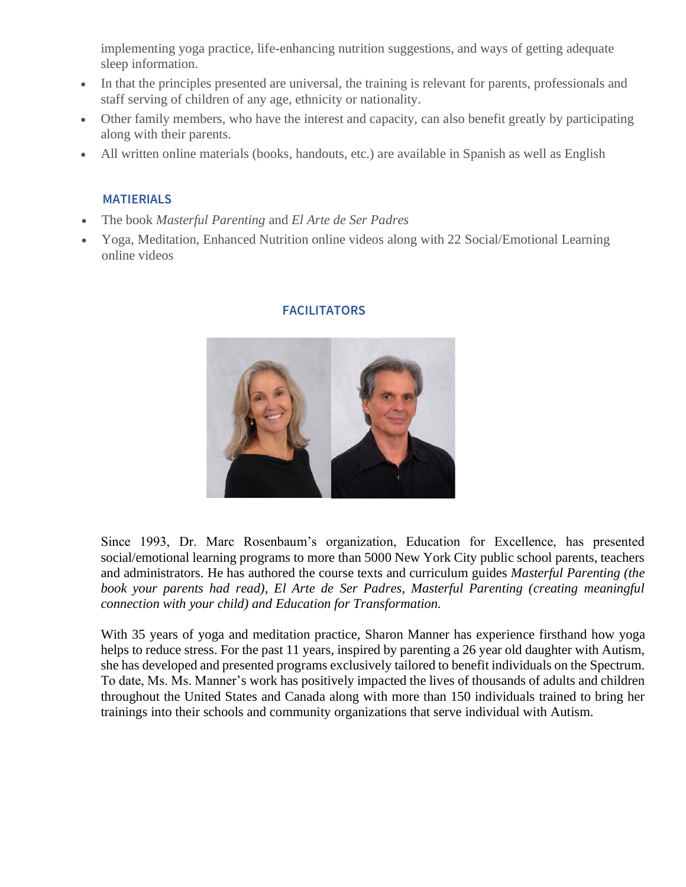implementing yoga practice, life-enhancing nutrition suggestions, and ways of getting adequate sleep information.

- In that the principles presented are universal, the training is relevant for parents, professionals and staff serving of children of any age, ethnicity or nationality.
- Other family members, who have the interest and capacity, can also benefit greatly by participating along with their parents.
- All written online materials (books, handouts, etc.) are available in Spanish as well as English

### MATIERIALS

- The book *Masterful Parenting* and *El Arte de Ser Padres*
- Yoga, Meditation, Enhanced Nutrition online videos along with 22 Social/Emotional Learning online videos

### FACILITATORS

Since 1993, Dr. Marc Rosenbaum's organization, Education for Excellence, has presented social/emotional learning programs to more than 5000 New York City public school parents, teachers and administrators. He has authored the course texts and curriculum guides *Masterful Parenting (the book your parents had read), El Arte de Ser Padres, Masterful Parenting (creating meaningful connection with your child) and Education for Transformation.*

With 35 years of yoga and meditation practice, Sharon Manner has experience firsthand how yoga helps to reduce stress. For the past 11 years, inspired by parenting a 26 year old daughter with Autism, she has developed and presented programs exclusively tailored to benefit individuals on the Spectrum. To date, Ms. Ms. Manner's work has positively impacted the lives of thousands of adults and children throughout the United States and Canada along with more than 150 individuals trained to bring her trainings into their schools and community organizations that serve individual with Autism.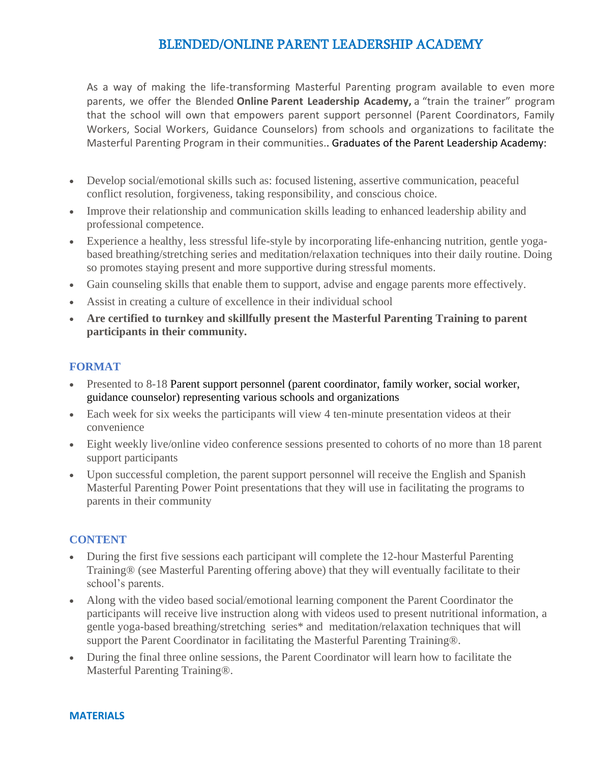# BLENDED/ONLINE PARENT LEADERSHIP ACADEMY

As a way of making the life-transforming Masterful Parenting program available to even more parents, we offer the Blended **Online Parent Leadership Academy,** a "train the trainer" program that the school will own that empowers parent support personnel (Parent Coordinators, Family Workers, Social Workers, Guidance Counselors) from schools and organizations to facilitate the Masterful Parenting Program in their communities.. Graduates of the Parent Leadership Academy:

- Develop social/emotional skills such as: focused listening, assertive communication, peaceful conflict resolution, forgiveness, taking responsibility, and conscious choice.
- Improve their relationship and communication skills leading to enhanced leadership ability and professional competence.
- Experience a healthy, less stressful life-style by incorporating life-enhancing nutrition, gentle yoga-based breathing/stretching series and meditation/relaxation techniques into their daily routine. Doing so promotes staying present and more supportive during stressful moments.
- Gain counseling skills that enable them to support, advise and engage parents more effectively.
- Assist in creating a culture of excellence in their individual school
- **Are certified to turnkey and skillfully present the Masterful Parenting Training to parent participants in their community.**

## FORMAT

- Presented to 8-18 Parent support personnel (parent coordinator, family worker, social worker, guidance counselor) representing various schools and organizations
- Each week for six weeks the participants will view 4 ten-minute presentation videos at their convenience
- Eight weekly live/online video conference sessions presented to cohorts of no more than 18 parent support participants
- Upon successful completion, the parent support personnel will receive the English and Spanish Masterful Parenting Power Point presentations that they will use in facilitating the programs to parents in their community

## CONTENT

- During the first five sessions each participant will complete the 12-hour Masterful Parenting Training® (see Masterful Parenting offering above) that they will eventually facilitate to their school's parents.
- Along with the video based social/emotional learning component the Parent Coordinator the participants will receive live instruction along with videos used to present nutritional information, a gentle yoga-based breathing/stretching series* and meditation/relaxation techniques that will support the Parent Coordinator in facilitating the Masterful Parenting Training®.
- During the final three online sessions, the Parent Coordinator will learn how to facilitate the Masterful Parenting Training®.

## MATERIALS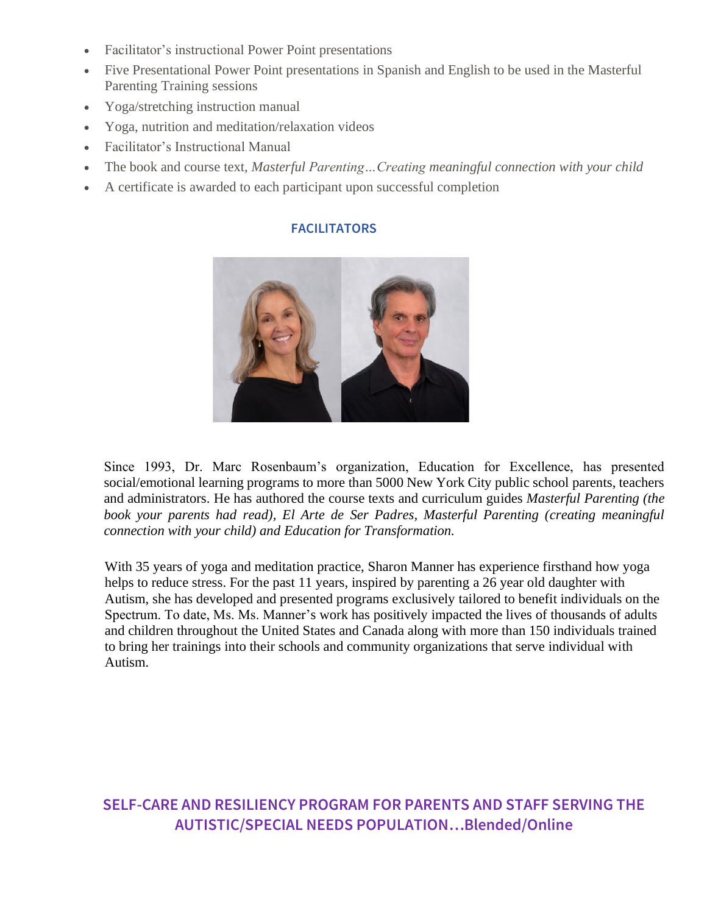- Facilitator's instructional Power Point presentations
- Five Presentational Power Point presentations in Spanish and English to be used in the Masterful Parenting Training sessions
- Yoga/stretching instruction manual
- Yoga, nutrition and meditation/relaxation videos
- Facilitator's Instructional Manual
- The book and course text, *Masterful Parenting…Creating meaningful connection with your child*
- A certificate is awarded to each participant upon successful completion

## FACILITATORS

Since 1993, Dr. Marc Rosenbaum's organization, Education for Excellence, has presented social/emotional learning programs to more than 5000 New York City public school parents, teachers and administrators. He has authored the course texts and curriculum guides *Masterful Parenting (the book your parents had read), El Arte de Ser Padres, Masterful Parenting (creating meaningful connection with your child) and Education for Transformation.*

With 35 years of yoga and meditation practice, Sharon Manner has experience firsthand how yoga helps to reduce stress. For the past 11 years, inspired by parenting a 26 year old daughter with Autism, she has developed and presented programs exclusively tailored to benefit individuals on the Spectrum. To date, Ms. Ms. Manner's work has positively impacted the lives of thousands of adults and children throughout the United States and Canada along with more than 150 individuals trained to bring her trainings into their schools and community organizations that serve individual with Autism.

## SELF-CARE AND RESILIENCY PROGRAM FOR PARENTS AND STAFF SERVING THE AUTISTIC/SPECIAL NEEDS POPULATION…Blended/Online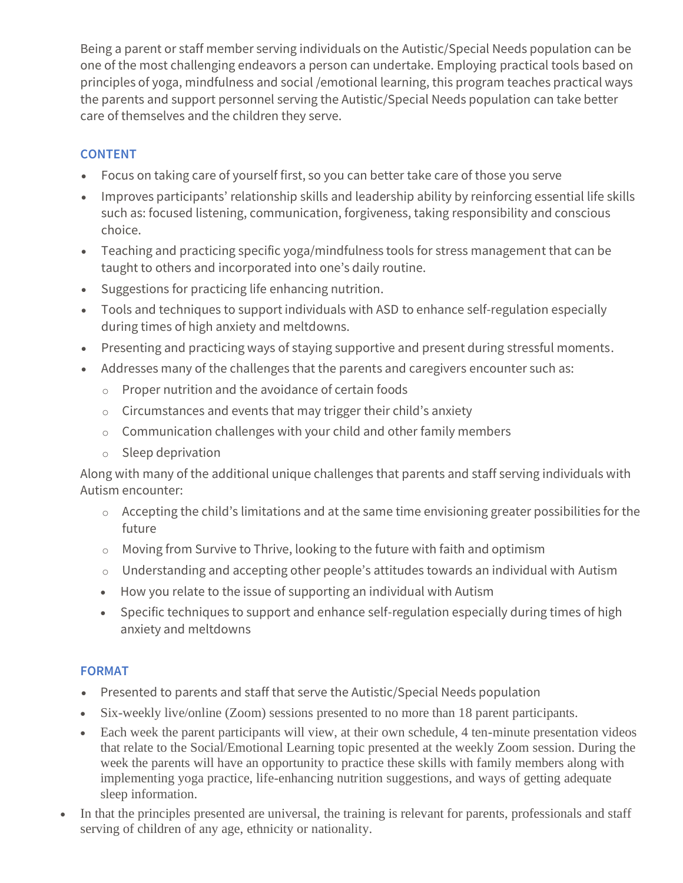Being a parent or staff member serving individuals on the Autistic/Special Needs population can be one of the most challenging endeavors a person can undertake. Employing practical tools based on principles of yoga, mindfulness and social /emotional learning, this program teaches practical ways the parents and support personnel serving the Autistic/Special Needs population can take better care of themselves and the children they serve.

## CONTENT

- Focus on taking care of yourself first, so you can better take care of those you serve
- Improves participants' relationship skills and leadership ability by reinforcing essential life skills such as: focused listening, communication, forgiveness, taking responsibility and conscious choice.
- Teaching and practicing specific yoga/mindfulness tools for stress management that can be taught to others and incorporated into one's daily routine.
- Suggestions for practicing life enhancing nutrition.
- Tools and techniques to support individuals with ASD to enhance self-regulation especially during times of high anxiety and meltdowns.
- Presenting and practicing ways of staying supportive and present during stressful moments.
- Addresses many of the challenges that the parents and caregivers encounter such as:
  - Proper nutrition and the avoidance of certain foods
  - Circumstances and events that may trigger their child's anxiety
  - Communication challenges with your child and other family members
  - Sleep deprivation

Along with many of the additional unique challenges that parents and staff serving individuals with Autism encounter:

- Accepting the child's limitations and at the same time envisioning greater possibilities for the future
- Moving from Survive to Thrive, looking to the future with faith and optimism
- Understanding and accepting other people's attitudes towards an individual with Autism
- How you relate to the issue of supporting an individual with Autism
- Specific techniques to support and enhance self-regulation especially during times of high anxiety and meltdowns

## FORMAT

- Presented to parents and staff that serve the Autistic/Special Needs population
- Six-weekly live/online (Zoom) sessions presented to no more than 18 parent participants.
- Each week the parent participants will view, at their own schedule, 4 ten-minute presentation videos that relate to the Social/Emotional Learning topic presented at the weekly Zoom session. During the week the parents will have an opportunity to practice these skills with family members along with implementing yoga practice, life-enhancing nutrition suggestions, and ways of getting adequate sleep information.
- In that the principles presented are universal, the training is relevant for parents, professionals and staff serving of children of any age, ethnicity or nationality.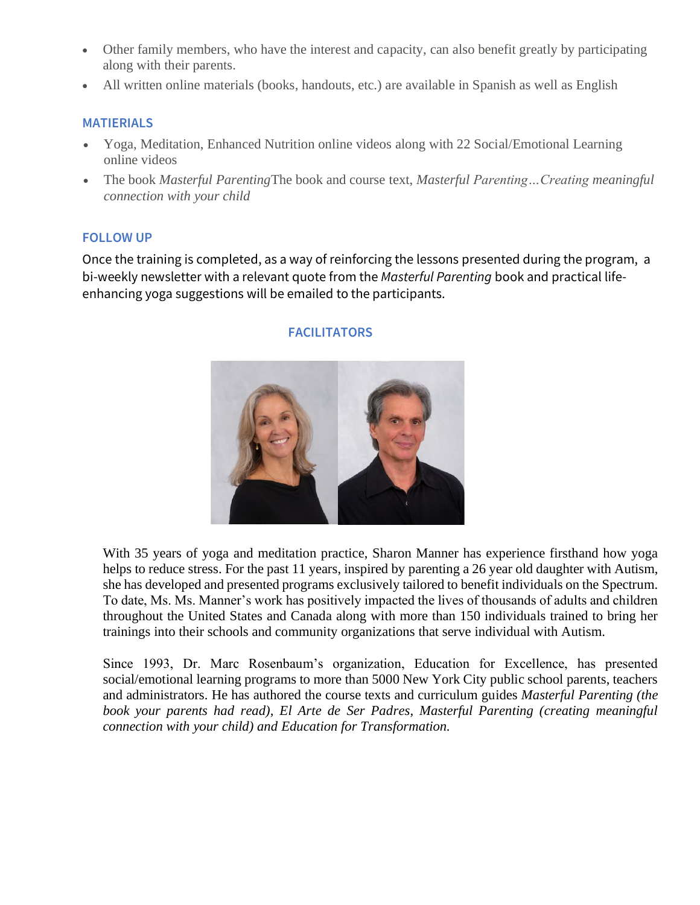- Other family members, who have the interest and capacity, can also benefit greatly by participating along with their parents.
- All written online materials (books, handouts, etc.) are available in Spanish as well as English

## MATIERIALS

- Yoga, Meditation, Enhanced Nutrition online videos along with 22 Social/Emotional Learning online videos
- The book *Masterful Parenting*The book and course text, *Masterful Parenting…Creating meaningful connection with your child*

## FOLLOW UP

Once the training is completed, as a way of reinforcing the lessons presented during the program, a bi-weekly newsletter with a relevant quote from the *Masterful Parenting* book and practical life-enhancing yoga suggestions will be emailed to the participants.

## FACILITATORS

With 35 years of yoga and meditation practice, Sharon Manner has experience firsthand how yoga helps to reduce stress. For the past 11 years, inspired by parenting a 26 year old daughter with Autism, she has developed and presented programs exclusively tailored to benefit individuals on the Spectrum. To date, Ms. Ms. Manner's work has positively impacted the lives of thousands of adults and children throughout the United States and Canada along with more than 150 individuals trained to bring her trainings into their schools and community organizations that serve individual with Autism.

Since 1993, Dr. Marc Rosenbaum's organization, Education for Excellence, has presented social/emotional learning programs to more than 5000 New York City public school parents, teachers and administrators. He has authored the course texts and curriculum guides *Masterful Parenting (the book your parents had read), El Arte de Ser Padres, Masterful Parenting (creating meaningful connection with your child) and Education for Transformation.*